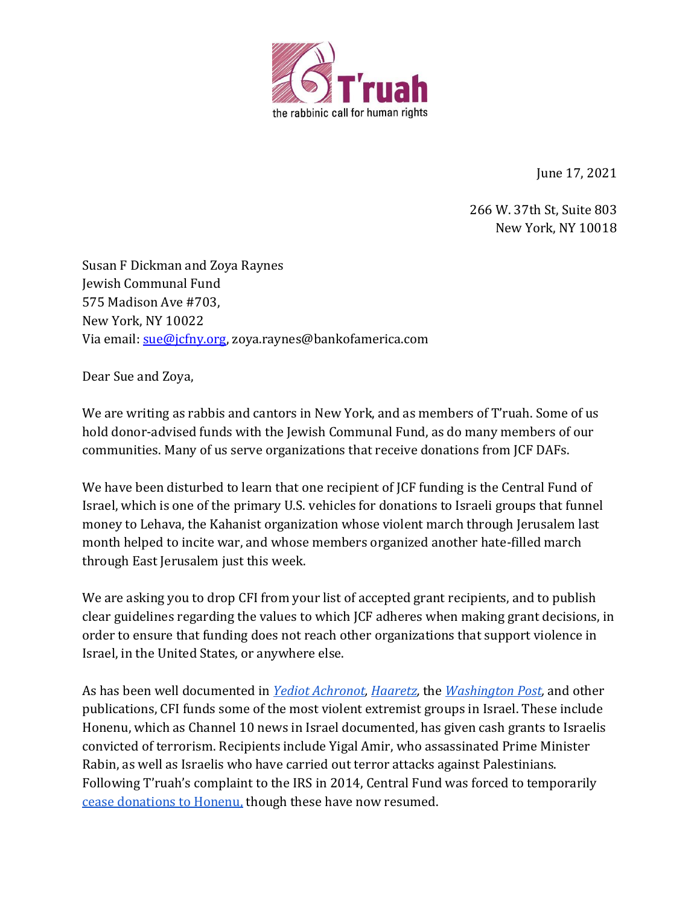T'ruah
the rabbinic call for human rights

June 17, 2021

266 W. 37th St, Suite 803
New York, NY 10018

Susan F Dickman and Zoya Raynes
Jewish Communal Fund
575 Madison Ave #703,
New York, NY 10022
Via email: sue@jcfny.org, zoya.raynes@bankofamerica.com

Dear Sue and Zoya,

We are writing as rabbis and cantors in New York, and as members of T'ruah. Some of us hold donor-advised funds with the Jewish Communal Fund, as do many members of our communities. Many of us serve organizations that receive donations from JCF DAFs.

We have been disturbed to learn that one recipient of JCF funding is the Central Fund of Israel, which is one of the primary U.S. vehicles for donations to Israeli groups that funnel money to Lehava, the Kahanist organization whose violent march through Jerusalem last month helped to incite war, and whose members organized another hate-filled march through East Jerusalem just this week.

We are asking you to drop CFI from your list of accepted grant recipients, and to publish clear guidelines regarding the values to which JCF adheres when making grant decisions, in order to ensure that funding does not reach other organizations that support violence in Israel, in the United States, or anywhere else.

As has been well documented in *Yediot Achronot*, *Haaretz*, the *Washington Post*, and other publications, CFI funds some of the most violent extremist groups in Israel. These include Honenu, which as Channel 10 news in Israel documented, has given cash grants to Israelis convicted of terrorism. Recipients include Yigal Amir, who assassinated Prime Minister Rabin, as well as Israelis who have carried out terror attacks against Palestinians. Following T'ruah's complaint to the IRS in 2014, Central Fund was forced to temporarily cease donations to Honenu, though these have now resumed.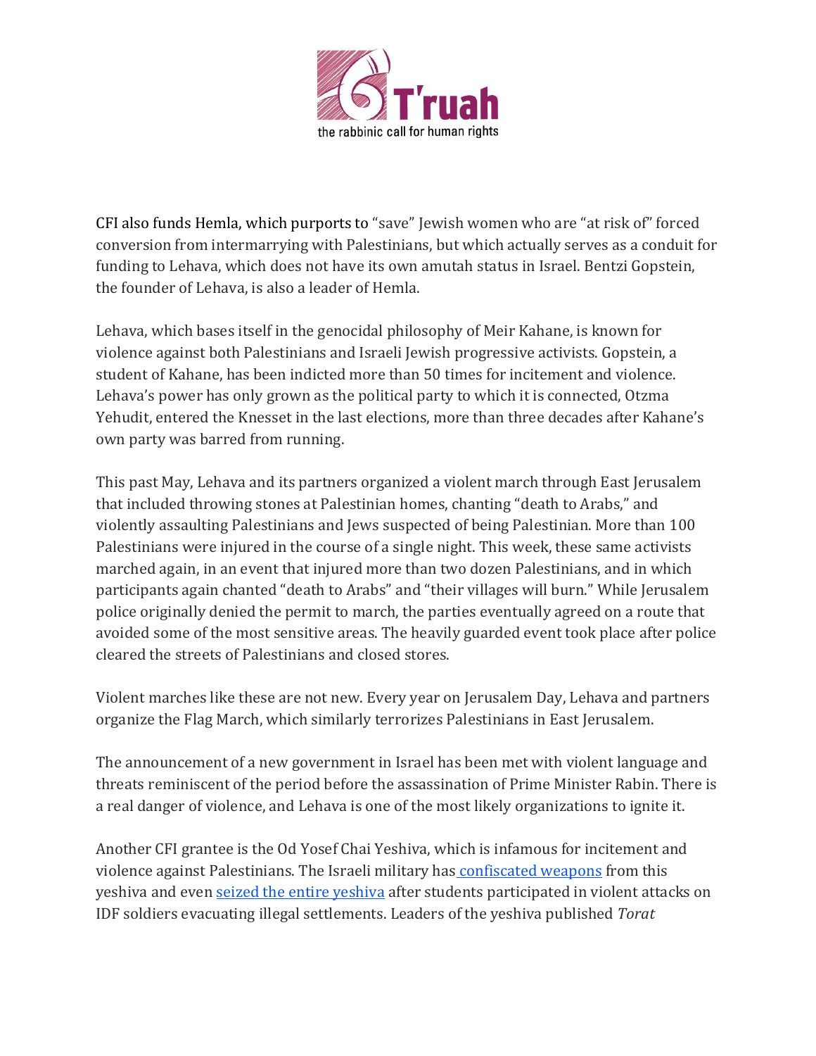CFI also funds Hemla, which purports to "save" Jewish women who are "at risk of" forced conversion from intermarrying with Palestinians, but which actually serves as a conduit for funding to Lehava, which does not have its own amutah status in Israel. Bentzi Gopstein, the founder of Lehava, is also a leader of Hemla.

Lehava, which bases itself in the genocidal philosophy of Meir Kahane, is known for violence against both Palestinians and Israeli Jewish progressive activists. Gopstein, a student of Kahane, has been indicted more than 50 times for incitement and violence. Lehava's power has only grown as the political party to which it is connected, Otzma Yehudit, entered the Knesset in the last elections, more than three decades after Kahane's own party was barred from running.

This past May, Lehava and its partners organized a violent march through East Jerusalem that included throwing stones at Palestinian homes, chanting "death to Arabs," and violently assaulting Palestinians and Jews suspected of being Palestinian. More than 100 Palestinians were injured in the course of a single night. This week, these same activists marched again, in an event that injured more than two dozen Palestinians, and in which participants again chanted "death to Arabs" and "their villages will burn." While Jerusalem police originally denied the permit to march, the parties eventually agreed on a route that avoided some of the most sensitive areas. The heavily guarded event took place after police cleared the streets of Palestinians and closed stores.

Violent marches like these are not new. Every year on Jerusalem Day, Lehava and partners organize the Flag March, which similarly terrorizes Palestinians in East Jerusalem.

The announcement of a new government in Israel has been met with violent language and threats reminiscent of the period before the assassination of Prime Minister Rabin. There is a real danger of violence, and Lehava is one of the most likely organizations to ignite it.

Another CFI grantee is the Od Yosef Chai Yeshiva, which is infamous for incitement and violence against Palestinians. The Israeli military has [confiscated weapons] from this yeshiva and even [seized the entire yeshiva] after students participated in violent attacks on IDF soldiers evacuating illegal settlements. Leaders of the yeshiva published *Torat*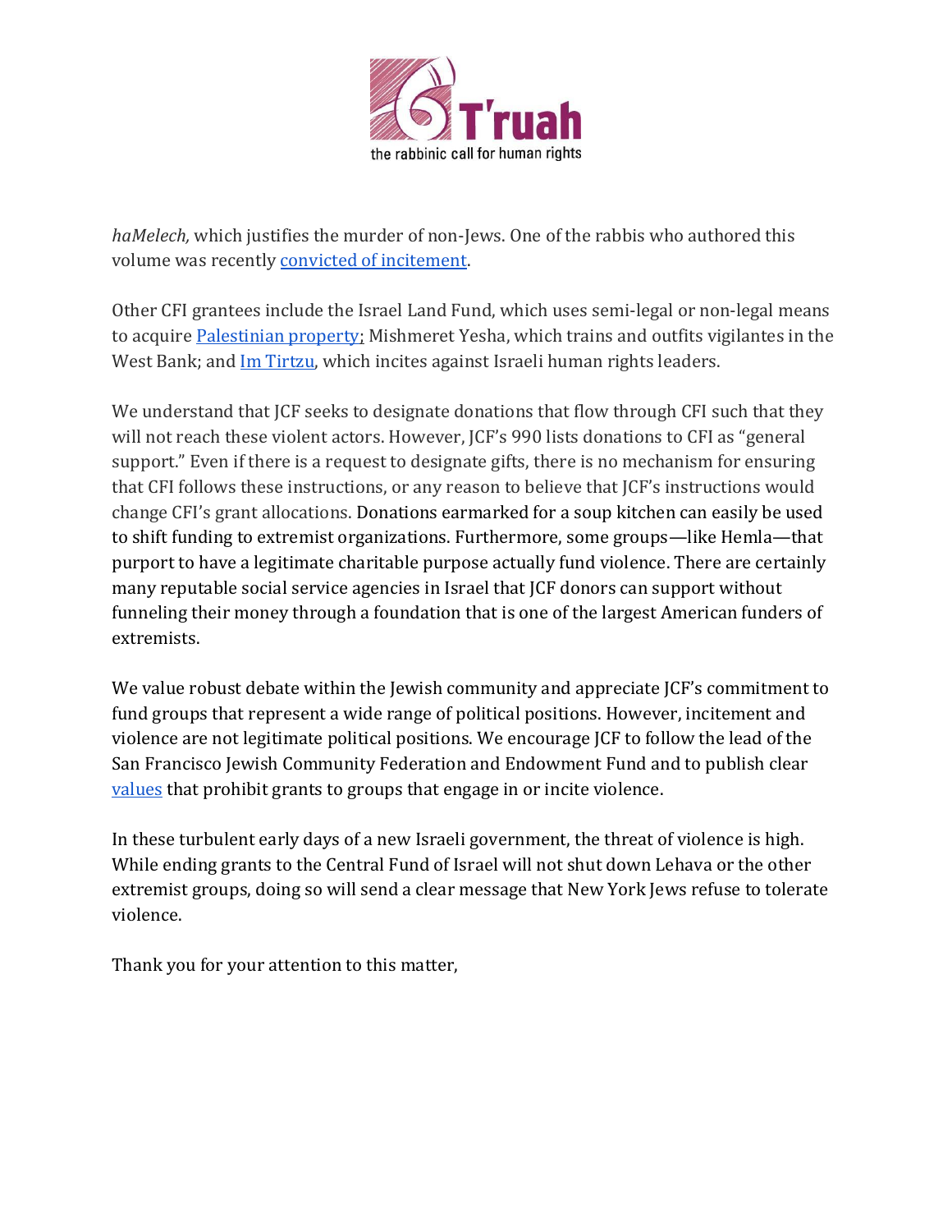*haMelech,* which justifies the murder of non-Jews. One of the rabbis who authored this volume was recently [convicted of incitement](#).

Other CFI grantees include the Israel Land Fund, which uses semi-legal or non-legal means to acquire [Palestinian property](#); Mishmeret Yesha, which trains and outfits vigilantes in the West Bank; and [Im Tirtzu](#), which incites against Israeli human rights leaders.

We understand that JCF seeks to designate donations that flow through CFI such that they will not reach these violent actors. However, JCF's 990 lists donations to CFI as "general support." Even if there is a request to designate gifts, there is no mechanism for ensuring that CFI follows these instructions, or any reason to believe that JCF's instructions would change CFI's grant allocations. Donations earmarked for a soup kitchen can easily be used to shift funding to extremist organizations. Furthermore, some groups—like Hemla—that purport to have a legitimate charitable purpose actually fund violence. There are certainly many reputable social service agencies in Israel that JCF donors can support without funneling their money through a foundation that is one of the largest American funders of extremists.

We value robust debate within the Jewish community and appreciate JCF's commitment to fund groups that represent a wide range of political positions. However, incitement and violence are not legitimate political positions. We encourage JCF to follow the lead of the San Francisco Jewish Community Federation and Endowment Fund and to publish clear [values](#) that prohibit grants to groups that engage in or incite violence.

In these turbulent early days of a new Israeli government, the threat of violence is high. While ending grants to the Central Fund of Israel will not shut down Lehava or the other extremist groups, doing so will send a clear message that New York Jews refuse to tolerate violence.

Thank you for your attention to this matter,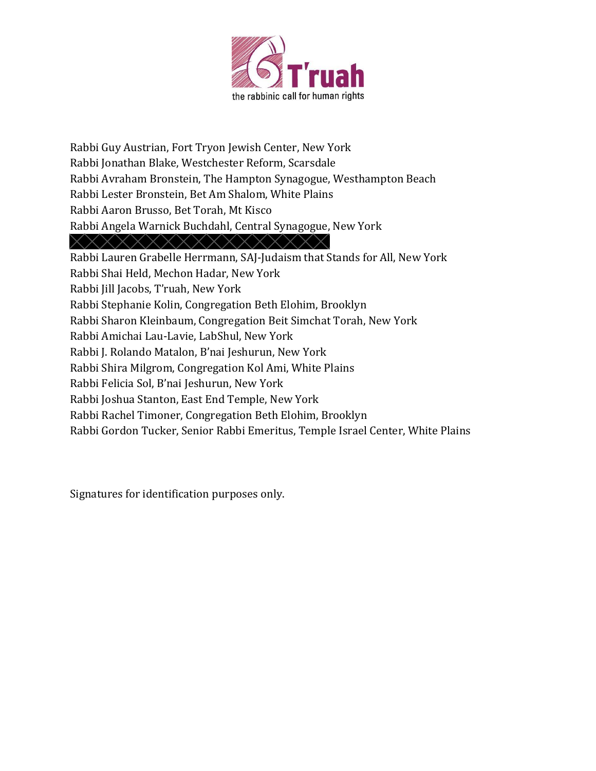T'ruah

the rabbinic call for human rights

Rabbi Guy Austrian, Fort Tryon Jewish Center, New York
Rabbi Jonathan Blake, Westchester Reform, Scarsdale
Rabbi Avraham Bronstein, The Hampton Synagogue, Westhampton Beach
Rabbi Lester Bronstein, Bet Am Shalom, White Plains
Rabbi Aaron Brusso, Bet Torah, Mt Kisco
Rabbi Angela Warnick Buchdahl, Central Synagogue, New York
Rabbi Lauren Grabelle Herrmann, SAJ-Judaism that Stands for All, New York
Rabbi Shai Held, Mechon Hadar, New York
Rabbi Jill Jacobs, T'ruah, New York
Rabbi Stephanie Kolin, Congregation Beth Elohim, Brooklyn
Rabbi Sharon Kleinbaum, Congregation Beit Simchat Torah, New York
Rabbi Amichai Lau-Lavie, LabShul, New York
Rabbi J. Rolando Matalon, B'nai Jeshurun, New York
Rabbi Shira Milgrom, Congregation Kol Ami, White Plains
Rabbi Felicia Sol, B'nai Jeshurun, New York
Rabbi Joshua Stanton, East End Temple, New York
Rabbi Rachel Timoner, Congregation Beth Elohim, Brooklyn
Rabbi Gordon Tucker, Senior Rabbi Emeritus, Temple Israel Center, White Plains

Signatures for identification purposes only.